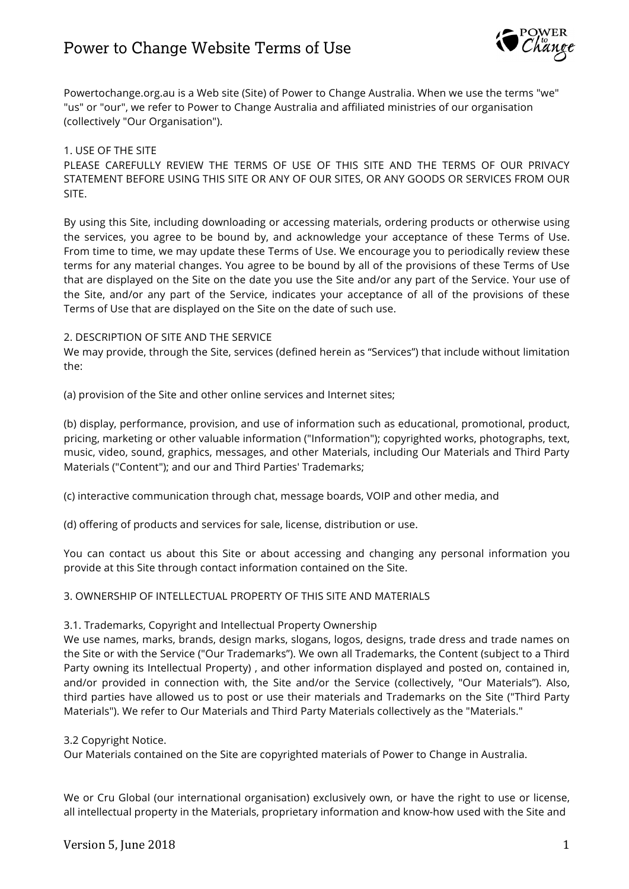# Power to Change Website Terms of Use

Powertochange.org.au is a Web site (Site) of Power to Change Australia. When we use the terms "we" "us" or "our", we refer to Power to Change Australia and affiliated ministries of our organisation (collectively "Our Organisation").

1. USE OF THE SITE

PLEASE CAREFULLY REVIEW THE TERMS OF USE OF THIS SITE AND THE TERMS OF OUR PRIVACY STATEMENT BEFORE USING THIS SITE OR ANY OF OUR SITES, OR ANY GOODS OR SERVICES FROM OUR SITE.

By using this Site, including downloading or accessing materials, ordering products or otherwise using the services, you agree to be bound by, and acknowledge your acceptance of these Terms of Use. From time to time, we may update these Terms of Use. We encourage you to periodically review these terms for any material changes. You agree to be bound by all of the provisions of these Terms of Use that are displayed on the Site on the date you use the Site and/or any part of the Service. Your use of the Site, and/or any part of the Service, indicates your acceptance of all of the provisions of these Terms of Use that are displayed on the Site on the date of such use.

2. DESCRIPTION OF SITE AND THE SERVICE

We may provide, through the Site, services (defined herein as "Services") that include without limitation the:

(a) provision of the Site and other online services and Internet sites;

(b) display, performance, provision, and use of information such as educational, promotional, product, pricing, marketing or other valuable information ("Information"); copyrighted works, photographs, text, music, video, sound, graphics, messages, and other Materials, including Our Materials and Third Party Materials ("Content"); and our and Third Parties' Trademarks;

(c) interactive communication through chat, message boards, VOIP and other media, and

(d) offering of products and services for sale, license, distribution or use.

You can contact us about this Site or about accessing and changing any personal information you provide at this Site through contact information contained on the Site.

3. OWNERSHIP OF INTELLECTUAL PROPERTY OF THIS SITE AND MATERIALS

3.1. Trademarks, Copyright and Intellectual Property Ownership

We use names, marks, brands, design marks, slogans, logos, designs, trade dress and trade names on the Site or with the Service ("Our Trademarks"). We own all Trademarks, the Content (subject to a Third Party owning its Intellectual Property) , and other information displayed and posted on, contained in, and/or provided in connection with, the Site and/or the Service (collectively, "Our Materials"). Also, third parties have allowed us to post or use their materials and Trademarks on the Site ("Third Party Materials"). We refer to Our Materials and Third Party Materials collectively as the "Materials."

3.2 Copyright Notice.

Our Materials contained on the Site are copyrighted materials of Power to Change in Australia.

We or Cru Global (our international organisation) exclusively own, or have the right to use or license, all intellectual property in the Materials, proprietary information and know-how used with the Site and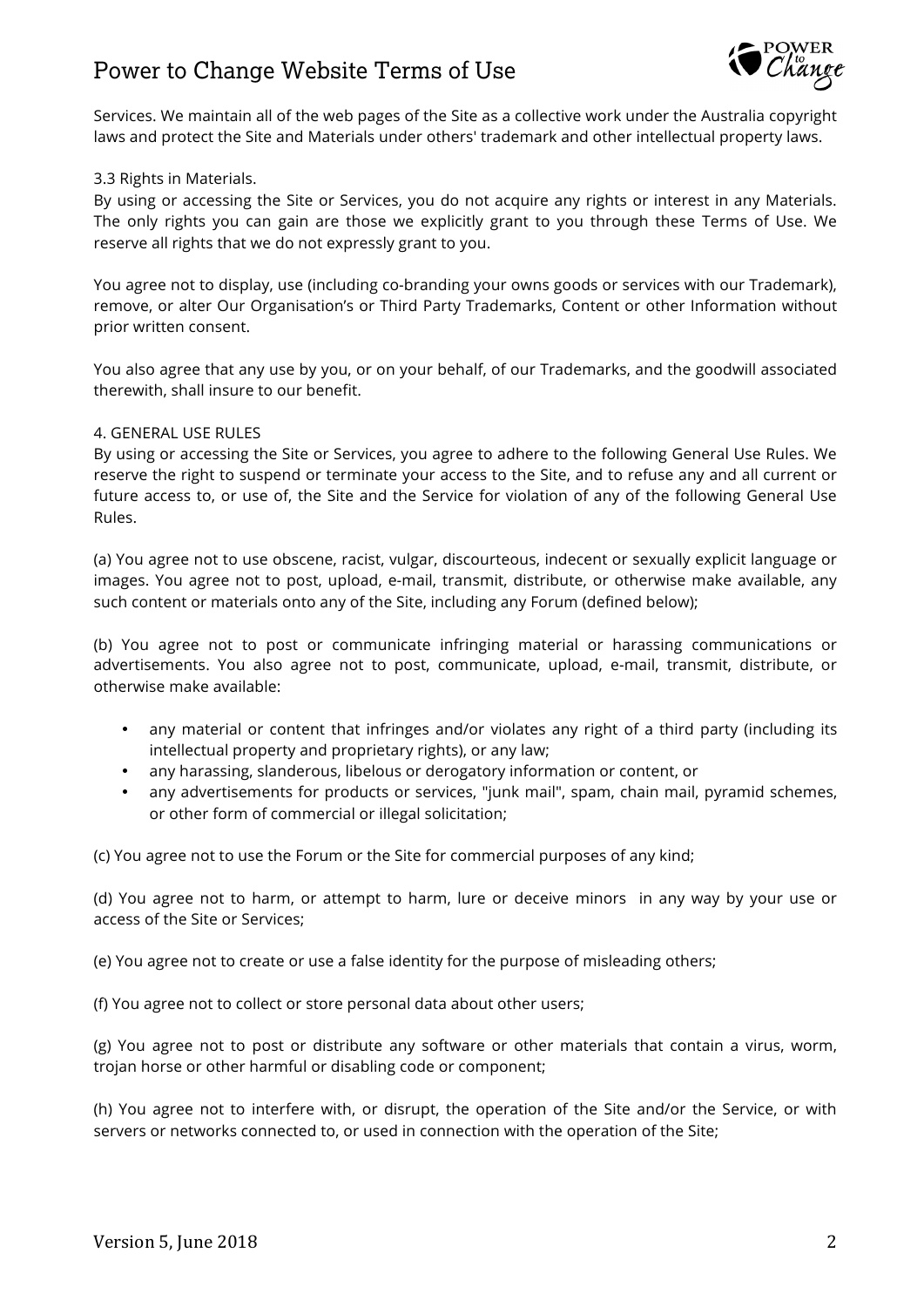Services. We maintain all of the web pages of the Site as a collective work under the Australia copyright laws and protect the Site and Materials under others' trademark and other intellectual property laws.

3.3 Rights in Materials.

By using or accessing the Site or Services, you do not acquire any rights or interest in any Materials. The only rights you can gain are those we explicitly grant to you through these Terms of Use. We reserve all rights that we do not expressly grant to you.

You agree not to display, use (including co-branding your owns goods or services with our Trademark), remove, or alter Our Organisation's or Third Party Trademarks, Content or other Information without prior written consent.

You also agree that any use by you, or on your behalf, of our Trademarks, and the goodwill associated therewith, shall insure to our benefit.

4. GENERAL USE RULES

By using or accessing the Site or Services, you agree to adhere to the following General Use Rules. We reserve the right to suspend or terminate your access to the Site, and to refuse any and all current or future access to, or use of, the Site and the Service for violation of any of the following General Use Rules.

(a) You agree not to use obscene, racist, vulgar, discourteous, indecent or sexually explicit language or images. You agree not to post, upload, e-mail, transmit, distribute, or otherwise make available, any such content or materials onto any of the Site, including any Forum (defined below);

(b) You agree not to post or communicate infringing material or harassing communications or advertisements. You also agree not to post, communicate, upload, e-mail, transmit, distribute, or otherwise make available:

- any material or content that infringes and/or violates any right of a third party (including its intellectual property and proprietary rights), or any law;
- any harassing, slanderous, libelous or derogatory information or content, or
- any advertisements for products or services, "junk mail", spam, chain mail, pyramid schemes, or other form of commercial or illegal solicitation;

(c) You agree not to use the Forum or the Site for commercial purposes of any kind;

(d) You agree not to harm, or attempt to harm, lure or deceive minors in any way by your use or access of the Site or Services;

(e) You agree not to create or use a false identity for the purpose of misleading others;

(f) You agree not to collect or store personal data about other users;

(g) You agree not to post or distribute any software or other materials that contain a virus, worm, trojan horse or other harmful or disabling code or component;

(h) You agree not to interfere with, or disrupt, the operation of the Site and/or the Service, or with servers or networks connected to, or used in connection with the operation of the Site;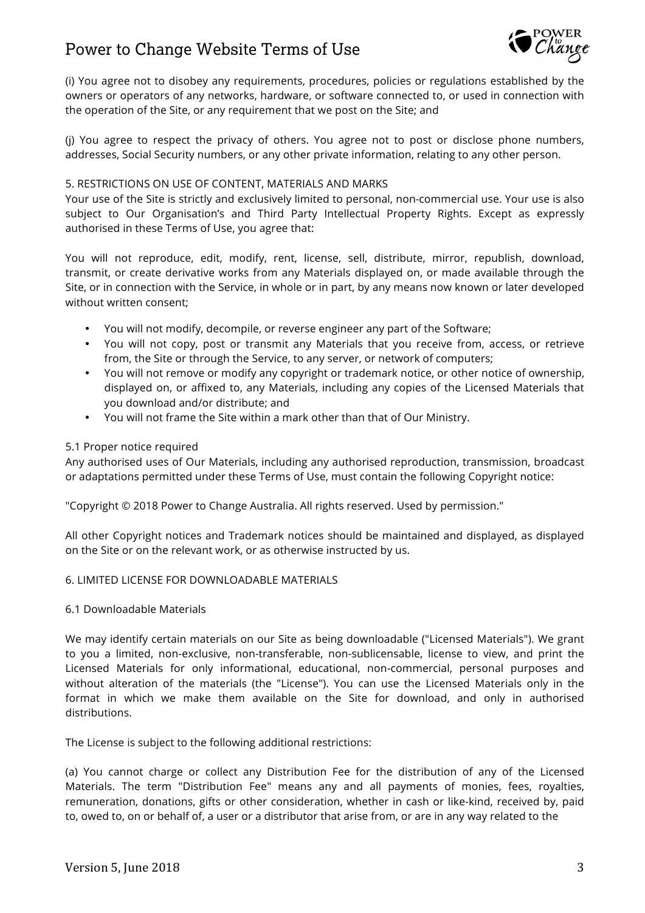(i) You agree not to disobey any requirements, procedures, policies or regulations established by the owners or operators of any networks, hardware, or software connected to, or used in connection with the operation of the Site, or any requirement that we post on the Site; and

(j) You agree to respect the privacy of others. You agree not to post or disclose phone numbers, addresses, Social Security numbers, or any other private information, relating to any other person.

## 5. RESTRICTIONS ON USE OF CONTENT, MATERIALS AND MARKS

Your use of the Site is strictly and exclusively limited to personal, non-commercial use. Your use is also subject to Our Organisation's and Third Party Intellectual Property Rights. Except as expressly authorised in these Terms of Use, you agree that:

You will not reproduce, edit, modify, rent, license, sell, distribute, mirror, republish, download, transmit, or create derivative works from any Materials displayed on, or made available through the Site, or in connection with the Service, in whole or in part, by any means now known or later developed without written consent;

- You will not modify, decompile, or reverse engineer any part of the Software;
- You will not copy, post or transmit any Materials that you receive from, access, or retrieve from, the Site or through the Service, to any server, or network of computers;
- You will not remove or modify any copyright or trademark notice, or other notice of ownership, displayed on, or affixed to, any Materials, including any copies of the Licensed Materials that you download and/or distribute; and
- You will not frame the Site within a mark other than that of Our Ministry.

### 5.1 Proper notice required

Any authorised uses of Our Materials, including any authorised reproduction, transmission, broadcast or adaptations permitted under these Terms of Use, must contain the following Copyright notice:

"Copyright © 2018 Power to Change Australia. All rights reserved. Used by permission."

All other Copyright notices and Trademark notices should be maintained and displayed, as displayed on the Site or on the relevant work, or as otherwise instructed by us.

## 6. LIMITED LICENSE FOR DOWNLOADABLE MATERIALS

### 6.1 Downloadable Materials

We may identify certain materials on our Site as being downloadable ("Licensed Materials"). We grant to you a limited, non-exclusive, non-transferable, non-sublicensable, license to view, and print the Licensed Materials for only informational, educational, non-commercial, personal purposes and without alteration of the materials (the "License"). You can use the Licensed Materials only in the format in which we make them available on the Site for download, and only in authorised distributions.

The License is subject to the following additional restrictions:

(a) You cannot charge or collect any Distribution Fee for the distribution of any of the Licensed Materials. The term "Distribution Fee" means any and all payments of monies, fees, royalties, remuneration, donations, gifts or other consideration, whether in cash or like-kind, received by, paid to, owed to, on or behalf of, a user or a distributor that arise from, or are in any way related to the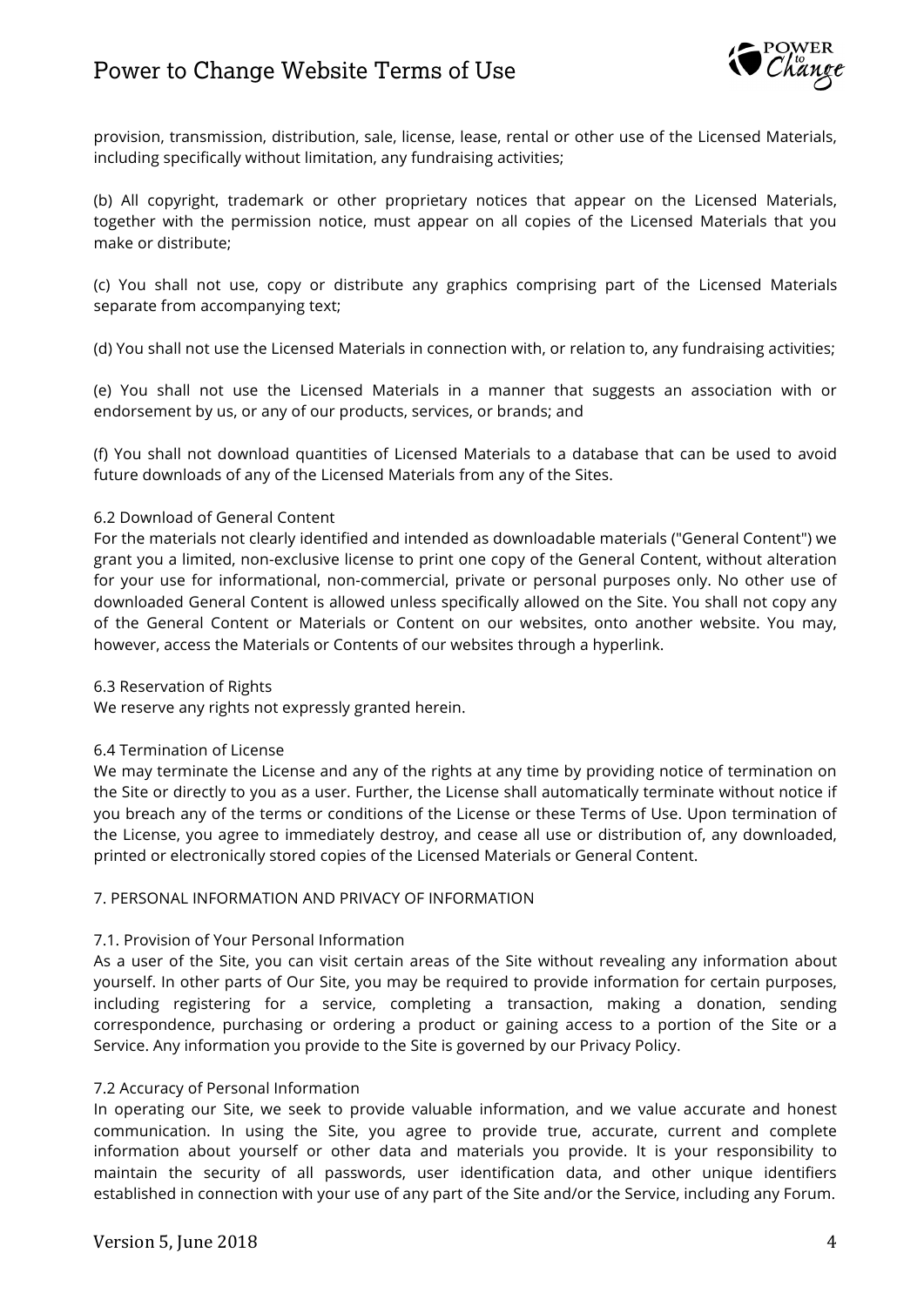provision, transmission, distribution, sale, license, lease, rental or other use of the Licensed Materials, including specifically without limitation, any fundraising activities;

(b) All copyright, trademark or other proprietary notices that appear on the Licensed Materials, together with the permission notice, must appear on all copies of the Licensed Materials that you make or distribute;

(c) You shall not use, copy or distribute any graphics comprising part of the Licensed Materials separate from accompanying text;

(d) You shall not use the Licensed Materials in connection with, or relation to, any fundraising activities;

(e) You shall not use the Licensed Materials in a manner that suggests an association with or endorsement by us, or any of our products, services, or brands; and

(f) You shall not download quantities of Licensed Materials to a database that can be used to avoid future downloads of any of the Licensed Materials from any of the Sites.

6.2 Download of General Content

For the materials not clearly identified and intended as downloadable materials ("General Content") we grant you a limited, non-exclusive license to print one copy of the General Content, without alteration for your use for informational, non-commercial, private or personal purposes only. No other use of downloaded General Content is allowed unless specifically allowed on the Site. You shall not copy any of the General Content or Materials or Content on our websites, onto another website. You may, however, access the Materials or Contents of our websites through a hyperlink.

6.3 Reservation of Rights

We reserve any rights not expressly granted herein.

6.4 Termination of License

We may terminate the License and any of the rights at any time by providing notice of termination on the Site or directly to you as a user. Further, the License shall automatically terminate without notice if you breach any of the terms or conditions of the License or these Terms of Use. Upon termination of the License, you agree to immediately destroy, and cease all use or distribution of, any downloaded, printed or electronically stored copies of the Licensed Materials or General Content.

7. PERSONAL INFORMATION AND PRIVACY OF INFORMATION

7.1. Provision of Your Personal Information

As a user of the Site, you can visit certain areas of the Site without revealing any information about yourself. In other parts of Our Site, you may be required to provide information for certain purposes, including registering for a service, completing a transaction, making a donation, sending correspondence, purchasing or ordering a product or gaining access to a portion of the Site or a Service. Any information you provide to the Site is governed by our Privacy Policy.

7.2 Accuracy of Personal Information

In operating our Site, we seek to provide valuable information, and we value accurate and honest communication. In using the Site, you agree to provide true, accurate, current and complete information about yourself or other data and materials you provide. It is your responsibility to maintain the security of all passwords, user identification data, and other unique identifiers established in connection with your use of any part of the Site and/or the Service, including any Forum.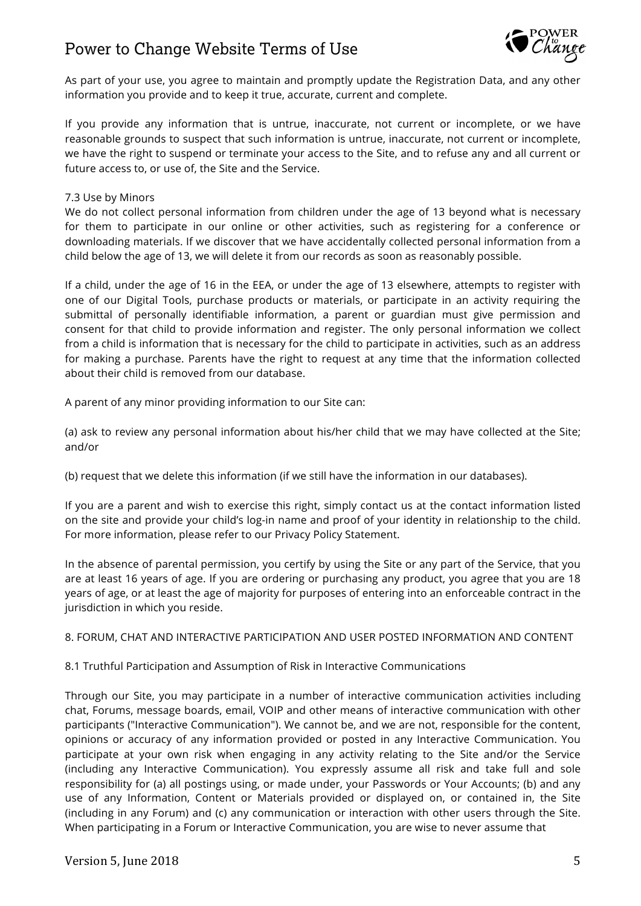As part of your use, you agree to maintain and promptly update the Registration Data, and any other information you provide and to keep it true, accurate, current and complete.

If you provide any information that is untrue, inaccurate, not current or incomplete, or we have reasonable grounds to suspect that such information is untrue, inaccurate, not current or incomplete, we have the right to suspend or terminate your access to the Site, and to refuse any and all current or future access to, or use of, the Site and the Service.

### 7.3 Use by Minors

We do not collect personal information from children under the age of 13 beyond what is necessary for them to participate in our online or other activities, such as registering for a conference or downloading materials. If we discover that we have accidentally collected personal information from a child below the age of 13, we will delete it from our records as soon as reasonably possible.

If a child, under the age of 16 in the EEA, or under the age of 13 elsewhere, attempts to register with one of our Digital Tools, purchase products or materials, or participate in an activity requiring the submittal of personally identifiable information, a parent or guardian must give permission and consent for that child to provide information and register. The only personal information we collect from a child is information that is necessary for the child to participate in activities, such as an address for making a purchase. Parents have the right to request at any time that the information collected about their child is removed from our database.

A parent of any minor providing information to our Site can:

(a) ask to review any personal information about his/her child that we may have collected at the Site; and/or

(b) request that we delete this information (if we still have the information in our databases).

If you are a parent and wish to exercise this right, simply contact us at the contact information listed on the site and provide your child's log-in name and proof of your identity in relationship to the child. For more information, please refer to our Privacy Policy Statement.

In the absence of parental permission, you certify by using the Site or any part of the Service, that you are at least 16 years of age. If you are ordering or purchasing any product, you agree that you are 18 years of age, or at least the age of majority for purposes of entering into an enforceable contract in the jurisdiction in which you reside.

## 8. FORUM, CHAT AND INTERACTIVE PARTICIPATION AND USER POSTED INFORMATION AND CONTENT

### 8.1 Truthful Participation and Assumption of Risk in Interactive Communications

Through our Site, you may participate in a number of interactive communication activities including chat, Forums, message boards, email, VOIP and other means of interactive communication with other participants ("Interactive Communication"). We cannot be, and we are not, responsible for the content, opinions or accuracy of any information provided or posted in any Interactive Communication. You participate at your own risk when engaging in any activity relating to the Site and/or the Service (including any Interactive Communication). You expressly assume all risk and take full and sole responsibility for (a) all postings using, or made under, your Passwords or Your Accounts; (b) and any use of any Information, Content or Materials provided or displayed on, or contained in, the Site (including in any Forum) and (c) any communication or interaction with other users through the Site. When participating in a Forum or Interactive Communication, you are wise to never assume that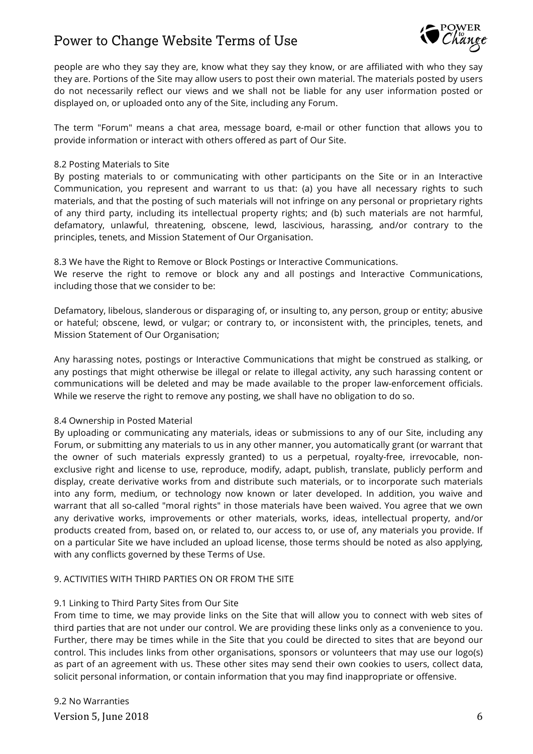people are who they say they are, know what they say they know, or are affiliated with who they say they are. Portions of the Site may allow users to post their own material. The materials posted by users do not necessarily reflect our views and we shall not be liable for any user information posted or displayed on, or uploaded onto any of the Site, including any Forum.

The term "Forum" means a chat area, message board, e-mail or other function that allows you to provide information or interact with others offered as part of Our Site.

8.2 Posting Materials to Site

By posting materials to or communicating with other participants on the Site or in an Interactive Communication, you represent and warrant to us that: (a) you have all necessary rights to such materials, and that the posting of such materials will not infringe on any personal or proprietary rights of any third party, including its intellectual property rights; and (b) such materials are not harmful, defamatory, unlawful, threatening, obscene, lewd, lascivious, harassing, and/or contrary to the principles, tenets, and Mission Statement of Our Organisation.

8.3 We have the Right to Remove or Block Postings or Interactive Communications.

We reserve the right to remove or block any and all postings and Interactive Communications, including those that we consider to be:

Defamatory, libelous, slanderous or disparaging of, or insulting to, any person, group or entity; abusive or hateful; obscene, lewd, or vulgar; or contrary to, or inconsistent with, the principles, tenets, and Mission Statement of Our Organisation;

Any harassing notes, postings or Interactive Communications that might be construed as stalking, or any postings that might otherwise be illegal or relate to illegal activity, any such harassing content or communications will be deleted and may be made available to the proper law-enforcement officials. While we reserve the right to remove any posting, we shall have no obligation to do so.

8.4 Ownership in Posted Material

By uploading or communicating any materials, ideas or submissions to any of our Site, including any Forum, or submitting any materials to us in any other manner, you automatically grant (or warrant that the owner of such materials expressly granted) to us a perpetual, royalty-free, irrevocable, non-exclusive right and license to use, reproduce, modify, adapt, publish, translate, publicly perform and display, create derivative works from and distribute such materials, or to incorporate such materials into any form, medium, or technology now known or later developed. In addition, you waive and warrant that all so-called "moral rights" in those materials have been waived. You agree that we own any derivative works, improvements or other materials, works, ideas, intellectual property, and/or products created from, based on, or related to, our access to, or use of, any materials you provide. If on a particular Site we have included an upload license, those terms should be noted as also applying, with any conflicts governed by these Terms of Use.

9. ACTIVITIES WITH THIRD PARTIES ON OR FROM THE SITE

9.1 Linking to Third Party Sites from Our Site

From time to time, we may provide links on the Site that will allow you to connect with web sites of third parties that are not under our control. We are providing these links only as a convenience to you. Further, there may be times while in the Site that you could be directed to sites that are beyond our control. This includes links from other organisations, sponsors or volunteers that may use our logo(s) as part of an agreement with us. These other sites may send their own cookies to users, collect data, solicit personal information, or contain information that you may find inappropriate or offensive.

9.2 No Warranties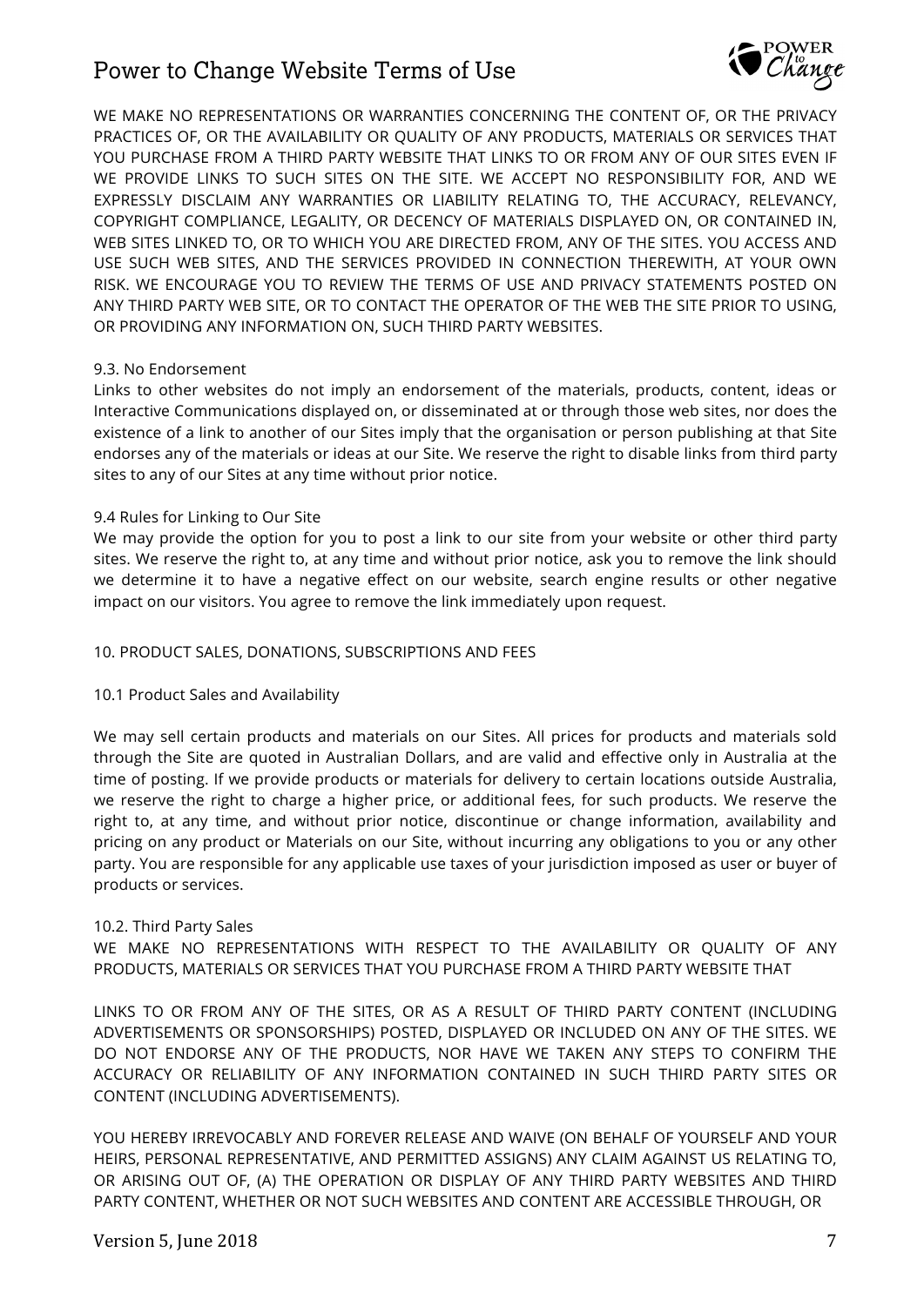WE MAKE NO REPRESENTATIONS OR WARRANTIES CONCERNING THE CONTENT OF, OR THE PRIVACY PRACTICES OF, OR THE AVAILABILITY OR QUALITY OF ANY PRODUCTS, MATERIALS OR SERVICES THAT YOU PURCHASE FROM A THIRD PARTY WEBSITE THAT LINKS TO OR FROM ANY OF OUR SITES EVEN IF WE PROVIDE LINKS TO SUCH SITES ON THE SITE. WE ACCEPT NO RESPONSIBILITY FOR, AND WE EXPRESSLY DISCLAIM ANY WARRANTIES OR LIABILITY RELATING TO, THE ACCURACY, RELEVANCY, COPYRIGHT COMPLIANCE, LEGALITY, OR DECENCY OF MATERIALS DISPLAYED ON, OR CONTAINED IN, WEB SITES LINKED TO, OR TO WHICH YOU ARE DIRECTED FROM, ANY OF THE SITES. YOU ACCESS AND USE SUCH WEB SITES, AND THE SERVICES PROVIDED IN CONNECTION THEREWITH, AT YOUR OWN RISK. WE ENCOURAGE YOU TO REVIEW THE TERMS OF USE AND PRIVACY STATEMENTS POSTED ON ANY THIRD PARTY WEB SITE, OR TO CONTACT THE OPERATOR OF THE WEB THE SITE PRIOR TO USING, OR PROVIDING ANY INFORMATION ON, SUCH THIRD PARTY WEBSITES.

9.3. No Endorsement

Links to other websites do not imply an endorsement of the materials, products, content, ideas or Interactive Communications displayed on, or disseminated at or through those web sites, nor does the existence of a link to another of our Sites imply that the organisation or person publishing at that Site endorses any of the materials or ideas at our Site. We reserve the right to disable links from third party sites to any of our Sites at any time without prior notice.

9.4 Rules for Linking to Our Site

We may provide the option for you to post a link to our site from your website or other third party sites. We reserve the right to, at any time and without prior notice, ask you to remove the link should we determine it to have a negative effect on our website, search engine results or other negative impact on our visitors. You agree to remove the link immediately upon request.

10. PRODUCT SALES, DONATIONS, SUBSCRIPTIONS AND FEES

10.1 Product Sales and Availability

We may sell certain products and materials on our Sites. All prices for products and materials sold through the Site are quoted in Australian Dollars, and are valid and effective only in Australia at the time of posting. If we provide products or materials for delivery to certain locations outside Australia, we reserve the right to charge a higher price, or additional fees, for such products. We reserve the right to, at any time, and without prior notice, discontinue or change information, availability and pricing on any product or Materials on our Site, without incurring any obligations to you or any other party. You are responsible for any applicable use taxes of your jurisdiction imposed as user or buyer of products or services.

10.2. Third Party Sales

WE MAKE NO REPRESENTATIONS WITH RESPECT TO THE AVAILABILITY OR QUALITY OF ANY PRODUCTS, MATERIALS OR SERVICES THAT YOU PURCHASE FROM A THIRD PARTY WEBSITE THAT

LINKS TO OR FROM ANY OF THE SITES, OR AS A RESULT OF THIRD PARTY CONTENT (INCLUDING ADVERTISEMENTS OR SPONSORSHIPS) POSTED, DISPLAYED OR INCLUDED ON ANY OF THE SITES. WE DO NOT ENDORSE ANY OF THE PRODUCTS, NOR HAVE WE TAKEN ANY STEPS TO CONFIRM THE ACCURACY OR RELIABILITY OF ANY INFORMATION CONTAINED IN SUCH THIRD PARTY SITES OR CONTENT (INCLUDING ADVERTISEMENTS).

YOU HEREBY IRREVOCABLY AND FOREVER RELEASE AND WAIVE (ON BEHALF OF YOURSELF AND YOUR HEIRS, PERSONAL REPRESENTATIVE, AND PERMITTED ASSIGNS) ANY CLAIM AGAINST US RELATING TO, OR ARISING OUT OF, (A) THE OPERATION OR DISPLAY OF ANY THIRD PARTY WEBSITES AND THIRD PARTY CONTENT, WHETHER OR NOT SUCH WEBSITES AND CONTENT ARE ACCESSIBLE THROUGH, OR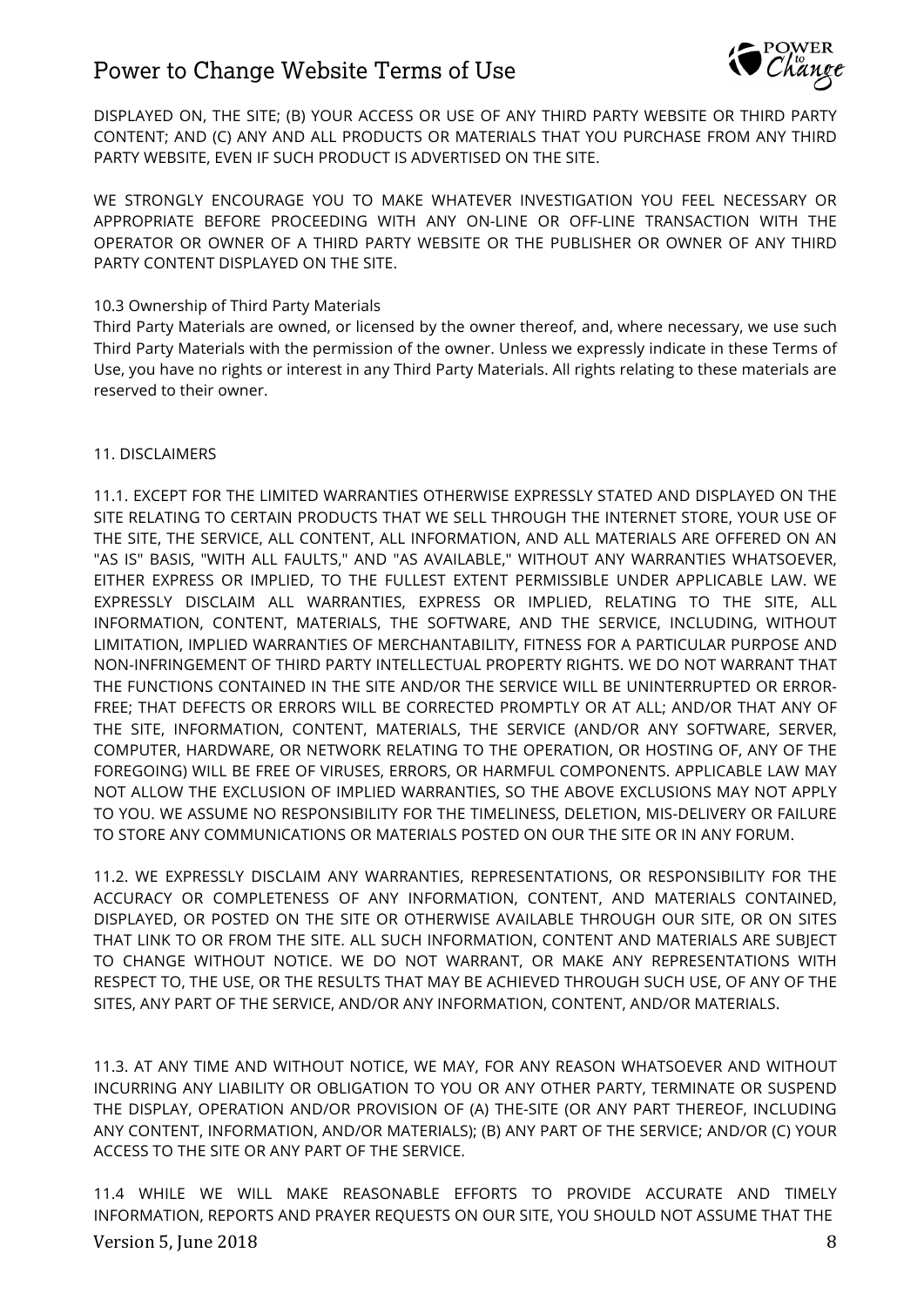DISPLAYED ON, THE SITE; (B) YOUR ACCESS OR USE OF ANY THIRD PARTY WEBSITE OR THIRD PARTY CONTENT; AND (C) ANY AND ALL PRODUCTS OR MATERIALS THAT YOU PURCHASE FROM ANY THIRD PARTY WEBSITE, EVEN IF SUCH PRODUCT IS ADVERTISED ON THE SITE.

WE STRONGLY ENCOURAGE YOU TO MAKE WHATEVER INVESTIGATION YOU FEEL NECESSARY OR APPROPRIATE BEFORE PROCEEDING WITH ANY ON-LINE OR OFF-LINE TRANSACTION WITH THE OPERATOR OR OWNER OF A THIRD PARTY WEBSITE OR THE PUBLISHER OR OWNER OF ANY THIRD PARTY CONTENT DISPLAYED ON THE SITE.

10.3 Ownership of Third Party Materials
Third Party Materials are owned, or licensed by the owner thereof, and, where necessary, we use such Third Party Materials with the permission of the owner. Unless we expressly indicate in these Terms of Use, you have no rights or interest in any Third Party Materials. All rights relating to these materials are reserved to their owner.

## 11. DISCLAIMERS

11.1. EXCEPT FOR THE LIMITED WARRANTIES OTHERWISE EXPRESSLY STATED AND DISPLAYED ON THE SITE RELATING TO CERTAIN PRODUCTS THAT WE SELL THROUGH THE INTERNET STORE, YOUR USE OF THE SITE, THE SERVICE, ALL CONTENT, ALL INFORMATION, AND ALL MATERIALS ARE OFFERED ON AN "AS IS" BASIS, "WITH ALL FAULTS," AND "AS AVAILABLE," WITHOUT ANY WARRANTIES WHATSOEVER, EITHER EXPRESS OR IMPLIED, TO THE FULLEST EXTENT PERMISSIBLE UNDER APPLICABLE LAW. WE EXPRESSLY DISCLAIM ALL WARRANTIES, EXPRESS OR IMPLIED, RELATING TO THE SITE, ALL INFORMATION, CONTENT, MATERIALS, THE SOFTWARE, AND THE SERVICE, INCLUDING, WITHOUT LIMITATION, IMPLIED WARRANTIES OF MERCHANTABILITY, FITNESS FOR A PARTICULAR PURPOSE AND NON-INFRINGEMENT OF THIRD PARTY INTELLECTUAL PROPERTY RIGHTS. WE DO NOT WARRANT THAT THE FUNCTIONS CONTAINED IN THE SITE AND/OR THE SERVICE WILL BE UNINTERRUPTED OR ERROR-FREE; THAT DEFECTS OR ERRORS WILL BE CORRECTED PROMPTLY OR AT ALL; AND/OR THAT ANY OF THE SITE, INFORMATION, CONTENT, MATERIALS, THE SERVICE (AND/OR ANY SOFTWARE, SERVER, COMPUTER, HARDWARE, OR NETWORK RELATING TO THE OPERATION, OR HOSTING OF, ANY OF THE FOREGOING) WILL BE FREE OF VIRUSES, ERRORS, OR HARMFUL COMPONENTS. APPLICABLE LAW MAY NOT ALLOW THE EXCLUSION OF IMPLIED WARRANTIES, SO THE ABOVE EXCLUSIONS MAY NOT APPLY TO YOU. WE ASSUME NO RESPONSIBILITY FOR THE TIMELINESS, DELETION, MIS-DELIVERY OR FAILURE TO STORE ANY COMMUNICATIONS OR MATERIALS POSTED ON OUR THE SITE OR IN ANY FORUM.

11.2. WE EXPRESSLY DISCLAIM ANY WARRANTIES, REPRESENTATIONS, OR RESPONSIBILITY FOR THE ACCURACY OR COMPLETENESS OF ANY INFORMATION, CONTENT, AND MATERIALS CONTAINED, DISPLAYED, OR POSTED ON THE SITE OR OTHERWISE AVAILABLE THROUGH OUR SITE, OR ON SITES THAT LINK TO OR FROM THE SITE. ALL SUCH INFORMATION, CONTENT AND MATERIALS ARE SUBJECT TO CHANGE WITHOUT NOTICE. WE DO NOT WARRANT, OR MAKE ANY REPRESENTATIONS WITH RESPECT TO, THE USE, OR THE RESULTS THAT MAY BE ACHIEVED THROUGH SUCH USE, OF ANY OF THE SITES, ANY PART OF THE SERVICE, AND/OR ANY INFORMATION, CONTENT, AND/OR MATERIALS.

11.3. AT ANY TIME AND WITHOUT NOTICE, WE MAY, FOR ANY REASON WHATSOEVER AND WITHOUT INCURRING ANY LIABILITY OR OBLIGATION TO YOU OR ANY OTHER PARTY, TERMINATE OR SUSPEND THE DISPLAY, OPERATION AND/OR PROVISION OF (A) THE-SITE (OR ANY PART THEREOF, INCLUDING ANY CONTENT, INFORMATION, AND/OR MATERIALS); (B) ANY PART OF THE SERVICE; AND/OR (C) YOUR ACCESS TO THE SITE OR ANY PART OF THE SERVICE.

11.4 WHILE WE WILL MAKE REASONABLE EFFORTS TO PROVIDE ACCURATE AND TIMELY INFORMATION, REPORTS AND PRAYER REQUESTS ON OUR SITE, YOU SHOULD NOT ASSUME THAT THE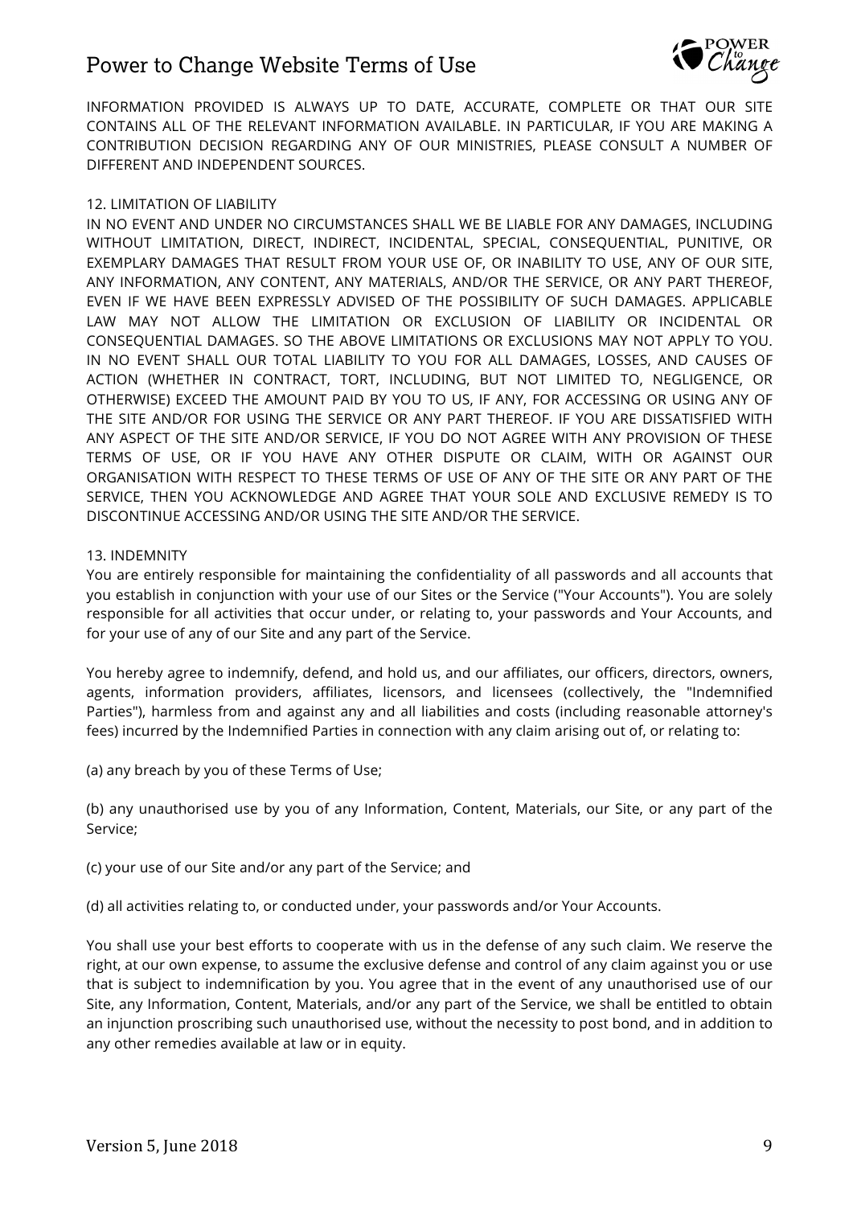INFORMATION PROVIDED IS ALWAYS UP TO DATE, ACCURATE, COMPLETE OR THAT OUR SITE CONTAINS ALL OF THE RELEVANT INFORMATION AVAILABLE. IN PARTICULAR, IF YOU ARE MAKING A CONTRIBUTION DECISION REGARDING ANY OF OUR MINISTRIES, PLEASE CONSULT A NUMBER OF DIFFERENT AND INDEPENDENT SOURCES.

12. LIMITATION OF LIABILITY

IN NO EVENT AND UNDER NO CIRCUMSTANCES SHALL WE BE LIABLE FOR ANY DAMAGES, INCLUDING WITHOUT LIMITATION, DIRECT, INDIRECT, INCIDENTAL, SPECIAL, CONSEQUENTIAL, PUNITIVE, OR EXEMPLARY DAMAGES THAT RESULT FROM YOUR USE OF, OR INABILITY TO USE, ANY OF OUR SITE, ANY INFORMATION, ANY CONTENT, ANY MATERIALS, AND/OR THE SERVICE, OR ANY PART THEREOF, EVEN IF WE HAVE BEEN EXPRESSLY ADVISED OF THE POSSIBILITY OF SUCH DAMAGES. APPLICABLE LAW MAY NOT ALLOW THE LIMITATION OR EXCLUSION OF LIABILITY OR INCIDENTAL OR CONSEQUENTIAL DAMAGES. SO THE ABOVE LIMITATIONS OR EXCLUSIONS MAY NOT APPLY TO YOU. IN NO EVENT SHALL OUR TOTAL LIABILITY TO YOU FOR ALL DAMAGES, LOSSES, AND CAUSES OF ACTION (WHETHER IN CONTRACT, TORT, INCLUDING, BUT NOT LIMITED TO, NEGLIGENCE, OR OTHERWISE) EXCEED THE AMOUNT PAID BY YOU TO US, IF ANY, FOR ACCESSING OR USING ANY OF THE SITE AND/OR FOR USING THE SERVICE OR ANY PART THEREOF. IF YOU ARE DISSATISFIED WITH ANY ASPECT OF THE SITE AND/OR SERVICE, IF YOU DO NOT AGREE WITH ANY PROVISION OF THESE TERMS OF USE, OR IF YOU HAVE ANY OTHER DISPUTE OR CLAIM, WITH OR AGAINST OUR ORGANISATION WITH RESPECT TO THESE TERMS OF USE OF ANY OF THE SITE OR ANY PART OF THE SERVICE, THEN YOU ACKNOWLEDGE AND AGREE THAT YOUR SOLE AND EXCLUSIVE REMEDY IS TO DISCONTINUE ACCESSING AND/OR USING THE SITE AND/OR THE SERVICE.

13. INDEMNITY

You are entirely responsible for maintaining the confidentiality of all passwords and all accounts that you establish in conjunction with your use of our Sites or the Service ("Your Accounts"). You are solely responsible for all activities that occur under, or relating to, your passwords and Your Accounts, and for your use of any of our Site and any part of the Service.

You hereby agree to indemnify, defend, and hold us, and our affiliates, our officers, directors, owners, agents, information providers, affiliates, licensors, and licensees (collectively, the "Indemnified Parties"), harmless from and against any and all liabilities and costs (including reasonable attorney's fees) incurred by the Indemnified Parties in connection with any claim arising out of, or relating to:

(a) any breach by you of these Terms of Use;

(b) any unauthorised use by you of any Information, Content, Materials, our Site, or any part of the Service;

(c) your use of our Site and/or any part of the Service; and

(d) all activities relating to, or conducted under, your passwords and/or Your Accounts.

You shall use your best efforts to cooperate with us in the defense of any such claim. We reserve the right, at our own expense, to assume the exclusive defense and control of any claim against you or use that is subject to indemnification by you. You agree that in the event of any unauthorised use of our Site, any Information, Content, Materials, and/or any part of the Service, we shall be entitled to obtain an injunction proscribing such unauthorised use, without the necessity to post bond, and in addition to any other remedies available at law or in equity.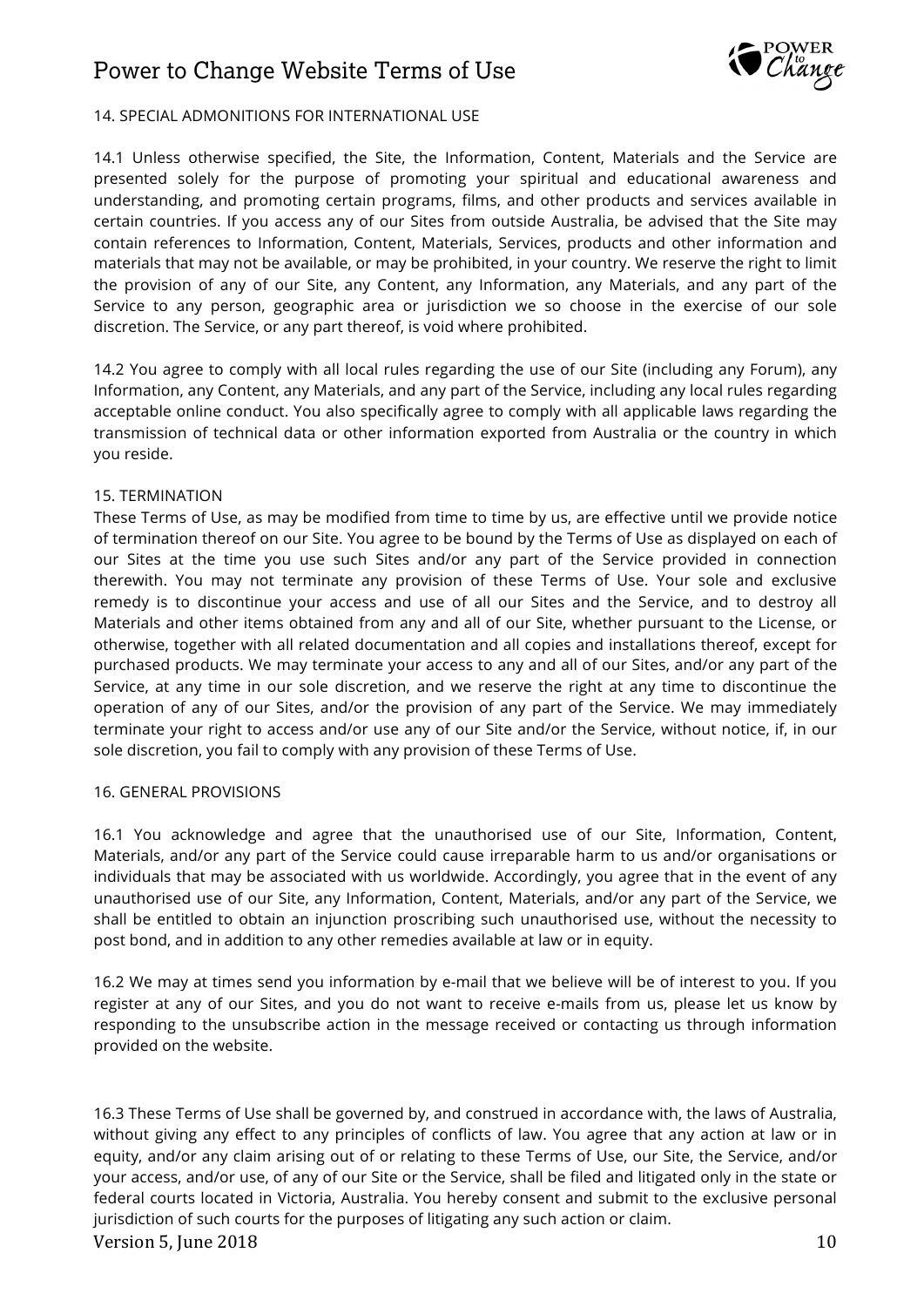## 14. SPECIAL ADMONITIONS FOR INTERNATIONAL USE

14.1 Unless otherwise specified, the Site, the Information, Content, Materials and the Service are presented solely for the purpose of promoting your spiritual and educational awareness and understanding, and promoting certain programs, films, and other products and services available in certain countries. If you access any of our Sites from outside Australia, be advised that the Site may contain references to Information, Content, Materials, Services, products and other information and materials that may not be available, or may be prohibited, in your country. We reserve the right to limit the provision of any of our Site, any Content, any Information, any Materials, and any part of the Service to any person, geographic area or jurisdiction we so choose in the exercise of our sole discretion. The Service, or any part thereof, is void where prohibited.

14.2 You agree to comply with all local rules regarding the use of our Site (including any Forum), any Information, any Content, any Materials, and any part of the Service, including any local rules regarding acceptable online conduct. You also specifically agree to comply with all applicable laws regarding the transmission of technical data or other information exported from Australia or the country in which you reside.

## 15. TERMINATION

These Terms of Use, as may be modified from time to time by us, are effective until we provide notice of termination thereof on our Site. You agree to be bound by the Terms of Use as displayed on each of our Sites at the time you use such Sites and/or any part of the Service provided in connection therewith. You may not terminate any provision of these Terms of Use. Your sole and exclusive remedy is to discontinue your access and use of all our Sites and the Service, and to destroy all Materials and other items obtained from any and all of our Site, whether pursuant to the License, or otherwise, together with all related documentation and all copies and installations thereof, except for purchased products. We may terminate your access to any and all of our Sites, and/or any part of the Service, at any time in our sole discretion, and we reserve the right at any time to discontinue the operation of any of our Sites, and/or the provision of any part of the Service. We may immediately terminate your right to access and/or use any of our Site and/or the Service, without notice, if, in our sole discretion, you fail to comply with any provision of these Terms of Use.

## 16. GENERAL PROVISIONS

16.1 You acknowledge and agree that the unauthorised use of our Site, Information, Content, Materials, and/or any part of the Service could cause irreparable harm to us and/or organisations or individuals that may be associated with us worldwide. Accordingly, you agree that in the event of any unauthorised use of our Site, any Information, Content, Materials, and/or any part of the Service, we shall be entitled to obtain an injunction proscribing such unauthorised use, without the necessity to post bond, and in addition to any other remedies available at law or in equity.

16.2 We may at times send you information by e-mail that we believe will be of interest to you. If you register at any of our Sites, and you do not want to receive e-mails from us, please let us know by responding to the unsubscribe action in the message received or contacting us through information provided on the website.

16.3 These Terms of Use shall be governed by, and construed in accordance with, the laws of Australia, without giving any effect to any principles of conflicts of law. You agree that any action at law or in equity, and/or any claim arising out of or relating to these Terms of Use, our Site, the Service, and/or your access, and/or use, of any of our Site or the Service, shall be filed and litigated only in the state or federal courts located in Victoria, Australia. You hereby consent and submit to the exclusive personal jurisdiction of such courts for the purposes of litigating any such action or claim.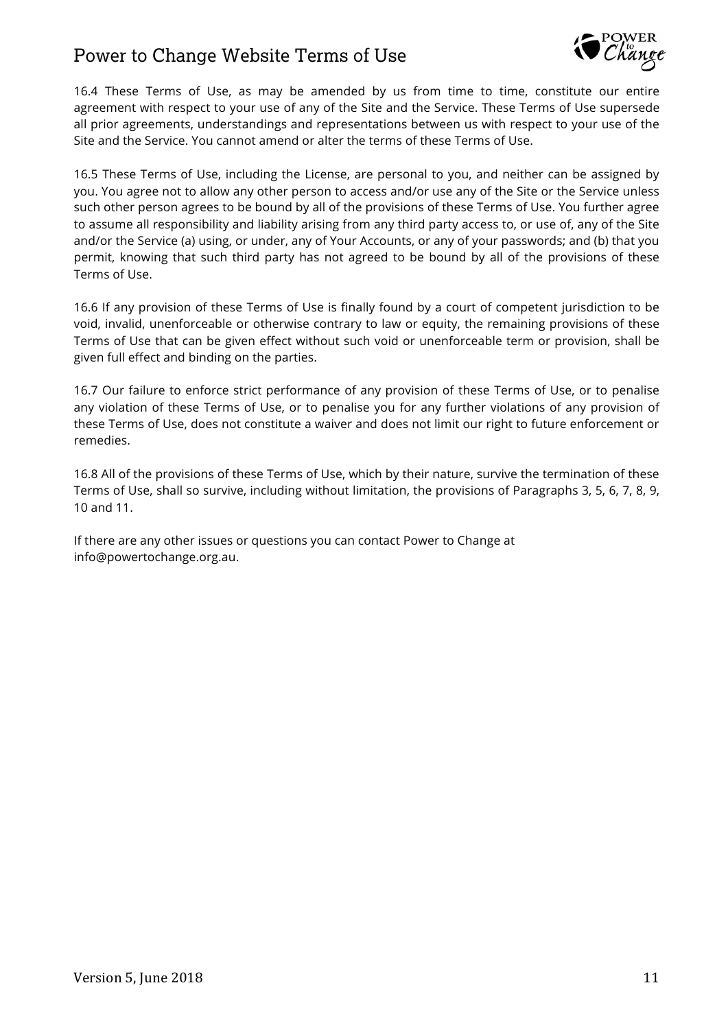16.4 These Terms of Use, as may be amended by us from time to time, constitute our entire agreement with respect to your use of any of the Site and the Service. These Terms of Use supersede all prior agreements, understandings and representations between us with respect to your use of the Site and the Service. You cannot amend or alter the terms of these Terms of Use.

16.5 These Terms of Use, including the License, are personal to you, and neither can be assigned by you. You agree not to allow any other person to access and/or use any of the Site or the Service unless such other person agrees to be bound by all of the provisions of these Terms of Use. You further agree to assume all responsibility and liability arising from any third party access to, or use of, any of the Site and/or the Service (a) using, or under, any of Your Accounts, or any of your passwords; and (b) that you permit, knowing that such third party has not agreed to be bound by all of the provisions of these Terms of Use.

16.6 If any provision of these Terms of Use is finally found by a court of competent jurisdiction to be void, invalid, unenforceable or otherwise contrary to law or equity, the remaining provisions of these Terms of Use that can be given effect without such void or unenforceable term or provision, shall be given full effect and binding on the parties.

16.7 Our failure to enforce strict performance of any provision of these Terms of Use, or to penalise any violation of these Terms of Use, or to penalise you for any further violations of any provision of these Terms of Use, does not constitute a waiver and does not limit our right to future enforcement or remedies.

16.8 All of the provisions of these Terms of Use, which by their nature, survive the termination of these Terms of Use, shall so survive, including without limitation, the provisions of Paragraphs 3, 5, 6, 7, 8, 9, 10 and 11.

If there are any other issues or questions you can contact Power to Change at info@powertochange.org.au.